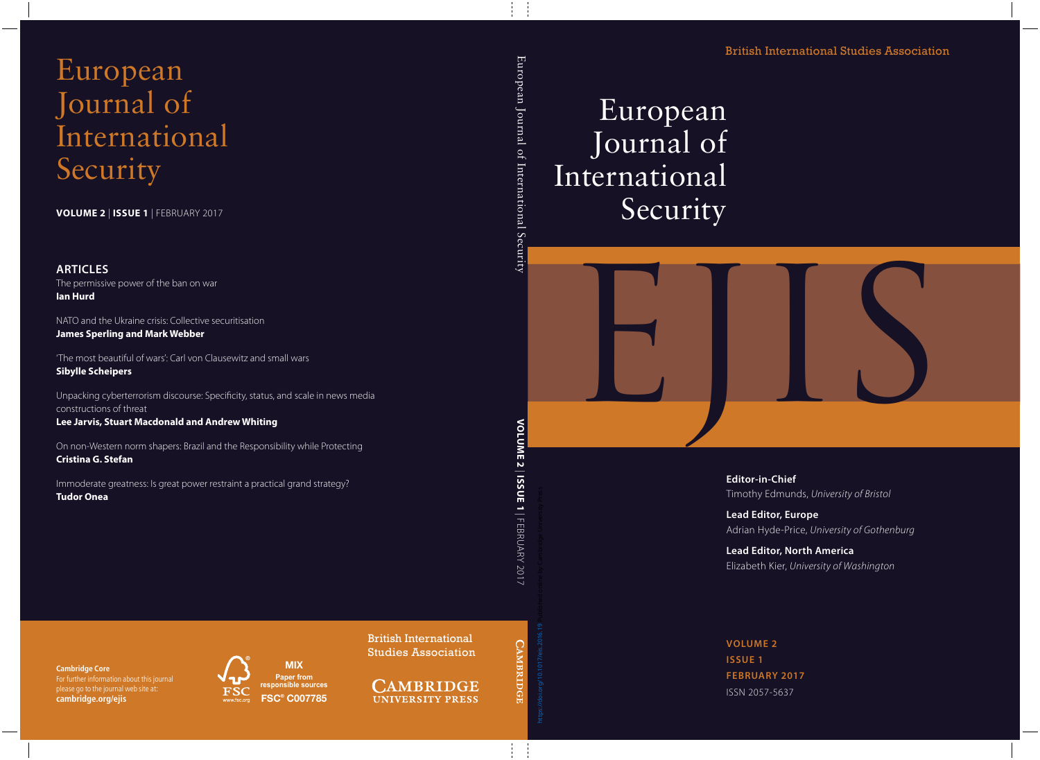# European Journal of International Security

**VOLUME 2** | **ISSUE 1** | FEBRUARY 2017

## ARTICLES

The permissive power of the ban on war
**Ian Hurd**

NATO and the Ukraine crisis: Collective securitisation
**James Sperling and Mark Webber**

'The most beautiful of wars': Carl von Clausewitz and small wars
**Sibylle Scheipers**

Unpacking cyberterrorism discourse: Specificity, status, and scale in news media constructions of threat
**Lee Jarvis, Stuart Macdonald and Andrew Whiting**

On non-Western norm shapers: Brazil and the Responsibility while Protecting
**Cristina G. Stefan**

Immoderate greatness: Is great power restraint a practical grand strategy?
**Tudor Onea**

**Cambridge Core**
For further information about this journal please go to the journal web site at:
**cambridge.org/ejis**

MIX
Paper from responsible sources
FSC® C007785

British International Studies Association

CAMBRIDGE UNIVERSITY PRESS

European Journal of International Security

**VOLUME 2** | **ISSUE 1** | FEBRUARY 2017

CAMBRIDGE

https://doi.org/10.1017/eis.2016.19 Published online by Cambridge University Press

British International Studies Association

# European Journal of International Security

EJIS

**Editor-in-Chief**
Timothy Edmunds, *University of Bristol*

**Lead Editor, Europe**
Adrian Hyde-Price, *University of Gothenburg*

**Lead Editor, North America**
Elizabeth Kier, *University of Washington*

**VOLUME 2**
**ISSUE 1**
**FEBRUARY 2017**
ISSN 2057-5637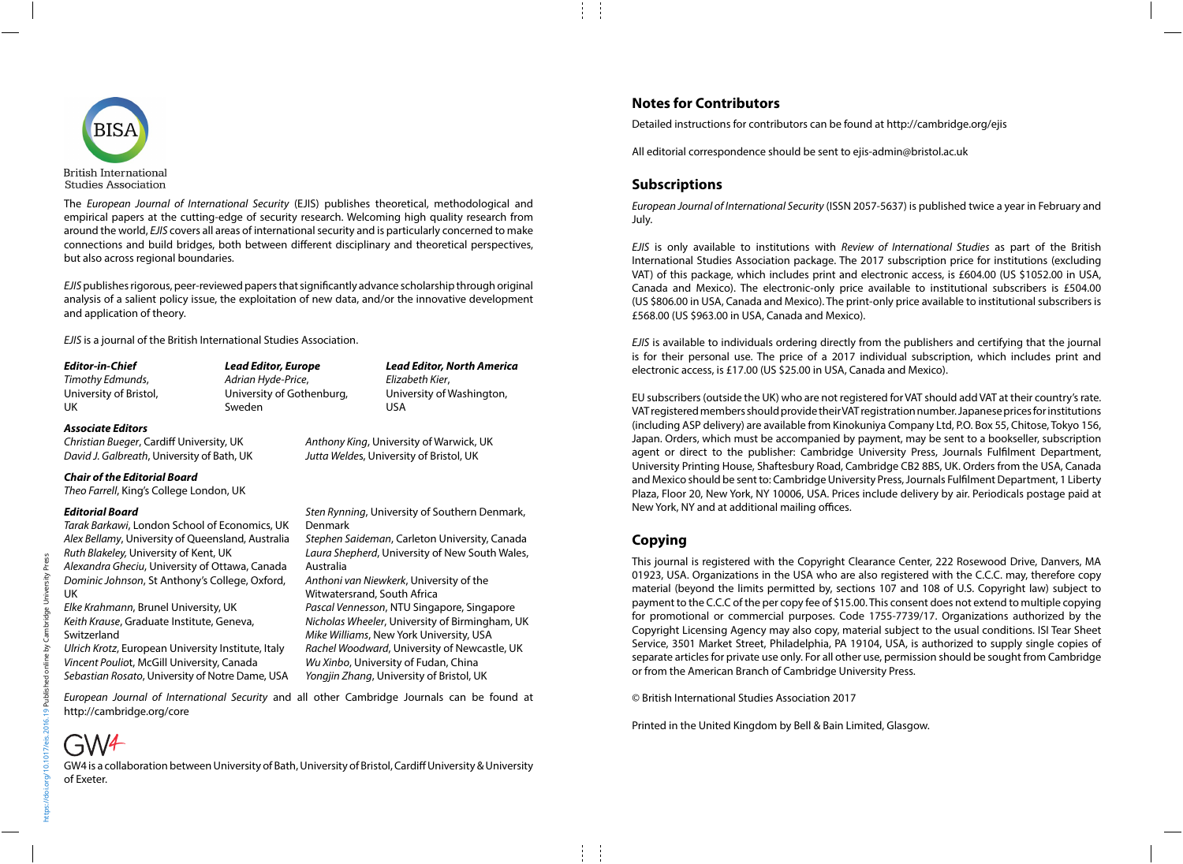British International Studies Association

The *European Journal of International Security* (EJIS) publishes theoretical, methodological and empirical papers at the cutting-edge of security research. Welcoming high quality research from around the world, *EJIS* covers all areas of international security and is particularly concerned to make connections and build bridges, both between different disciplinary and theoretical perspectives, but also across regional boundaries.

*EJIS* publishes rigorous, peer-reviewed papers that significantly advance scholarship through original analysis of a salient policy issue, the exploitation of new data, and/or the innovative development and application of theory.

*EJIS* is a journal of the British International Studies Association.

***Editor-in-Chief***
*Timothy Edmunds*,
University of Bristol,
UK

***Lead Editor, Europe***
*Adrian Hyde-Price*,
University of Gothenburg,
Sweden

***Lead Editor, North America***
*Elizabeth Kier*,
University of Washington,
USA

***Associate Editors***
*Christian Bueger*, Cardiff University, UK
*David J. Galbreath*, University of Bath, UK
*Anthony King*, University of Warwick, UK
*Jutta Weldes*, University of Bristol, UK

***Chair of the Editorial Board***
*Theo Farrell*, King's College London, UK

***Editorial Board***
*Tarak Barkawi*, London School of Economics, UK
*Alex Bellamy*, University of Queensland, Australia
*Ruth Blakeley*, University of Kent, UK
*Alexandra Gheciu*, University of Ottawa, Canada
*Dominic Johnson*, St Anthony's College, Oxford, UK
*Elke Krahmann*, Brunel University, UK
*Keith Krause*, Graduate Institute, Geneva, Switzerland
*Ulrich Krotz*, European University Institute, Italy
*Vincent Pouliot*, McGill University, Canada
*Sebastian Rosato*, University of Notre Dame, USA
*Sten Rynning*, University of Southern Denmark, Denmark
*Stephen Saideman*, Carleton University, Canada
*Laura Shepherd*, University of New South Wales, Australia
*Anthoni van Niewkerk*, University of the Witwatersrand, South Africa
*Pascal Vennesson*, NTU Singapore, Singapore
*Nicholas Wheeler*, University of Birmingham, UK
*Mike Williams*, New York University, USA
*Rachel Woodward*, University of Newcastle, UK
*Wu Xinbo*, University of Fudan, China
*Yongjin Zhang*, University of Bristol, UK

*European Journal of International Security* and all other Cambridge Journals can be found at http://cambridge.org/core

GW4 is a collaboration between University of Bath, University of Bristol, Cardiff University & University of Exeter.

## Notes for Contributors

Detailed instructions for contributors can be found at http://cambridge.org/ejis

All editorial correspondence should be sent to ejis-admin@bristol.ac.uk

## Subscriptions

*European Journal of International Security* (ISSN 2057-5637) is published twice a year in February and July.

*EJIS* is only available to institutions with *Review of International Studies* as part of the British International Studies Association package. The 2017 subscription price for institutions (excluding VAT) of this package, which includes print and electronic access, is £604.00 (US $1052.00 in USA, Canada and Mexico). The electronic-only price available to institutional subscribers is £504.00 (US $806.00 in USA, Canada and Mexico). The print-only price available to institutional subscribers is £568.00 (US $963.00 in USA, Canada and Mexico).

*EJIS* is available to individuals ordering directly from the publishers and certifying that the journal is for their personal use. The price of a 2017 individual subscription, which includes print and electronic access, is £17.00 (US $25.00 in USA, Canada and Mexico).

EU subscribers (outside the UK) who are not registered for VAT should add VAT at their country's rate. VAT registered members should provide their VAT registration number. Japanese prices for institutions (including ASP delivery) are available from Kinokuniya Company Ltd, P.O. Box 55, Chitose, Tokyo 156, Japan. Orders, which must be accompanied by payment, may be sent to a bookseller, subscription agent or direct to the publisher: Cambridge University Press, Journals Fulfilment Department, University Printing House, Shaftesbury Road, Cambridge CB2 8BS, UK. Orders from the USA, Canada and Mexico should be sent to: Cambridge University Press, Journals Fulfilment Department, 1 Liberty Plaza, Floor 20, New York, NY 10006, USA. Prices include delivery by air. Periodicals postage paid at New York, NY and at additional mailing offices.

## Copying

This journal is registered with the Copyright Clearance Center, 222 Rosewood Drive, Danvers, MA 01923, USA. Organizations in the USA who are also registered with the C.C.C. may, therefore copy material (beyond the limits permitted by, sections 107 and 108 of U.S. Copyright law) subject to payment to the C.C.C of the per copy fee of $15.00. This consent does not extend to multiple copying for promotional or commercial purposes. Code 1755-7739/17. Organizations authorized by the Copyright Licensing Agency may also copy, material subject to the usual conditions. ISI Tear Sheet Service, 3501 Market Street, Philadelphia, PA 19104, USA, is authorized to supply single copies of separate articles for private use only. For all other use, permission should be sought from Cambridge or from the American Branch of Cambridge University Press.

© British International Studies Association 2017

Printed in the United Kingdom by Bell & Bain Limited, Glasgow.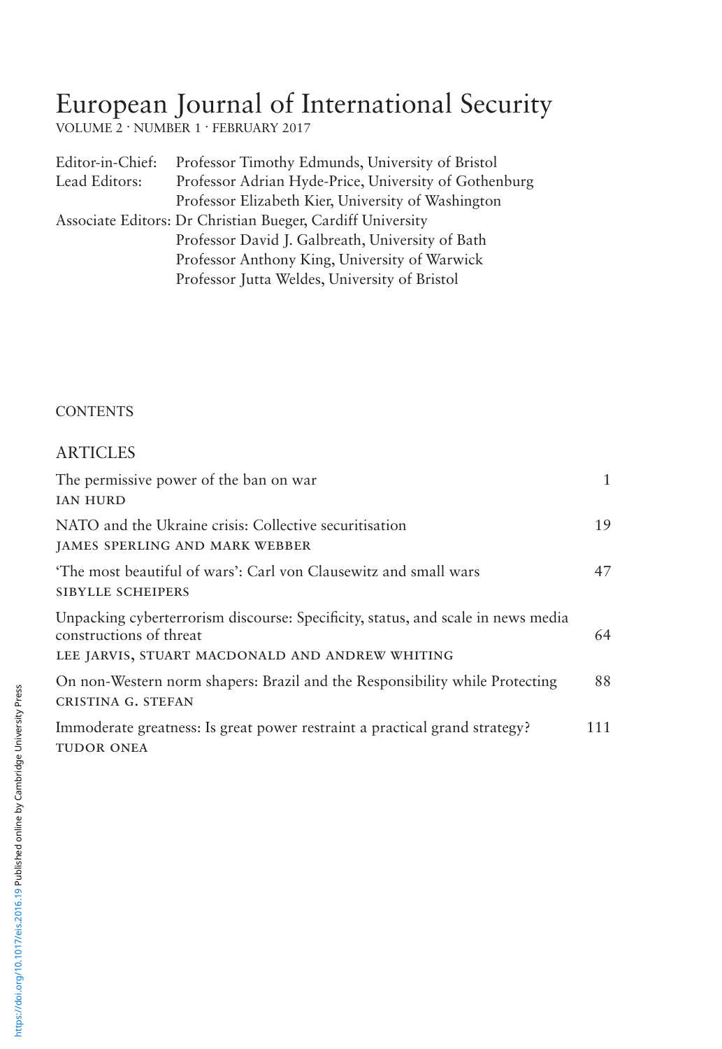# European Journal of International Security

VOLUME 2 · NUMBER 1 · FEBRUARY 2017

| | |
|---|---|
| Editor-in-Chief: | Professor Timothy Edmunds, University of Bristol |
| Lead Editors: | Professor Adrian Hyde-Price, University of Gothenburg |
| | Professor Elizabeth Kier, University of Washington |
| Associate Editors: | Dr Christian Bueger, Cardiff University |
| | Professor David J. Galbreath, University of Bath |
| | Professor Anthony King, University of Warwick |
| | Professor Jutta Weldes, University of Bristol |

CONTENTS

## ARTICLES

| | |
|---|---|
| The permissive power of the ban on war<br>IAN HURD | 1 |
| NATO and the Ukraine crisis: Collective securitisation<br>JAMES SPERLING AND MARK WEBBER | 19 |
| 'The most beautiful of wars': Carl von Clausewitz and small wars<br>SIBYLLE SCHEIPERS | 47 |
| Unpacking cyberterrorism discourse: Specificity, status, and scale in news media constructions of threat<br>LEE JARVIS, STUART MACDONALD AND ANDREW WHITING | 64 |
| On non-Western norm shapers: Brazil and the Responsibility while Protecting<br>CRISTINA G. STEFAN | 88 |
| Immoderate greatness: Is great power restraint a practical grand strategy?<br>TUDOR ONEA | 111 |

https://doi.org/10.1017/eis.2016.19 Published online by Cambridge University Press